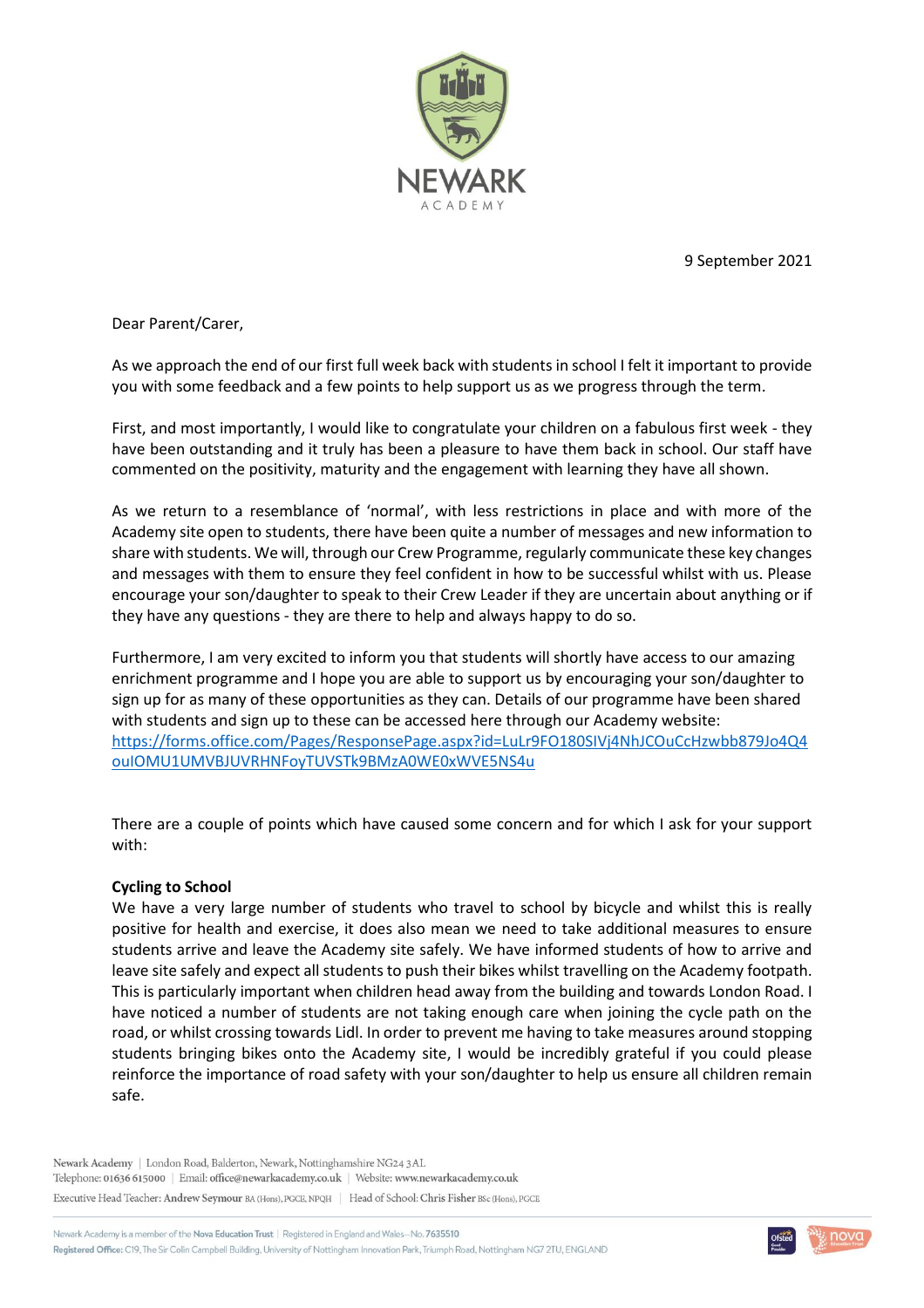9 September 2021

Dear Parent/Carer,

As we approach the end of our first full week back with students in school I felt it important to provide you with some feedback and a few points to help support us as we progress through the term.

First, and most importantly, I would like to congratulate your children on a fabulous first week - they have been outstanding and it truly has been a pleasure to have them back in school. Our staff have commented on the positivity, maturity and the engagement with learning they have all shown.

As we return to a resemblance of 'normal', with less restrictions in place and with more of the Academy site open to students, there have been quite a number of messages and new information to share with students. We will, through our Crew Programme, regularly communicate these key changes and messages with them to ensure they feel confident in how to be successful whilst with us. Please encourage your son/daughter to speak to their Crew Leader if they are uncertain about anything or if they have any questions - they are there to help and always happy to do so.

Furthermore, I am very excited to inform you that students will shortly have access to our amazing enrichment programme and I hope you are able to support us by encouraging your son/daughter to sign up for as many of these opportunities as they can. Details of our programme have been shared with students and sign up to these can be accessed here through our Academy website: https://forms.office.com/Pages/ResponsePage.aspx?id=LuLr9FO180SIVj4NhJCOuCcHzwbb879Jo4Q4ouIOMU1UMVBJUVRHNFoyTUVSTk9BMzA0WE0xWVE5NS4u

There are a couple of points which have caused some concern and for which I ask for your support with:

**Cycling to School**

We have a very large number of students who travel to school by bicycle and whilst this is really positive for health and exercise, it does also mean we need to take additional measures to ensure students arrive and leave the Academy site safely. We have informed students of how to arrive and leave site safely and expect all students to push their bikes whilst travelling on the Academy footpath. This is particularly important when children head away from the building and towards London Road. I have noticed a number of students are not taking enough care when joining the cycle path on the road, or whilst crossing towards Lidl. In order to prevent me having to take measures around stopping students bringing bikes onto the Academy site, I would be incredibly grateful if you could please reinforce the importance of road safety with your son/daughter to help us ensure all children remain safe.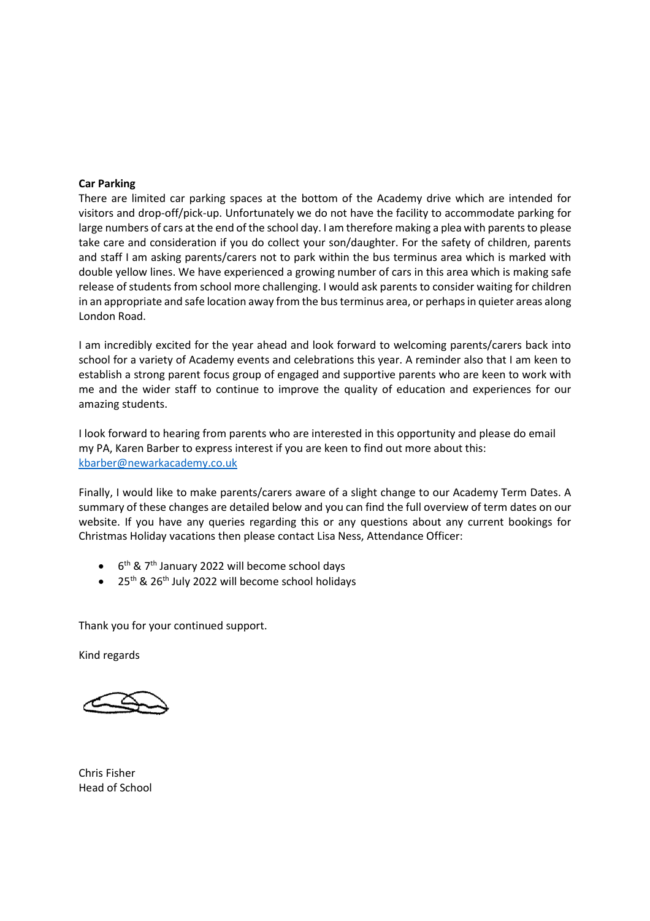**Car Parking**

There are limited car parking spaces at the bottom of the Academy drive which are intended for visitors and drop-off/pick-up. Unfortunately we do not have the facility to accommodate parking for large numbers of cars at the end of the school day. I am therefore making a plea with parents to please take care and consideration if you do collect your son/daughter. For the safety of children, parents and staff I am asking parents/carers not to park within the bus terminus area which is marked with double yellow lines. We have experienced a growing number of cars in this area which is making safe release of students from school more challenging. I would ask parents to consider waiting for children in an appropriate and safe location away from the bus terminus area, or perhaps in quieter areas along London Road.

I am incredibly excited for the year ahead and look forward to welcoming parents/carers back into school for a variety of Academy events and celebrations this year. A reminder also that I am keen to establish a strong parent focus group of engaged and supportive parents who are keen to work with me and the wider staff to continue to improve the quality of education and experiences for our amazing students.

I look forward to hearing from parents who are interested in this opportunity and please do email my PA, Karen Barber to express interest if you are keen to find out more about this: kbarber@newarkacademy.co.uk

Finally, I would like to make parents/carers aware of a slight change to our Academy Term Dates. A summary of these changes are detailed below and you can find the full overview of term dates on our website. If you have any queries regarding this or any questions about any current bookings for Christmas Holiday vacations then please contact Lisa Ness, Attendance Officer:

- 6th & 7th January 2022 will become school days
- 25th & 26th July 2022 will become school holidays

Thank you for your continued support.

Kind regards

Chris Fisher
Head of School